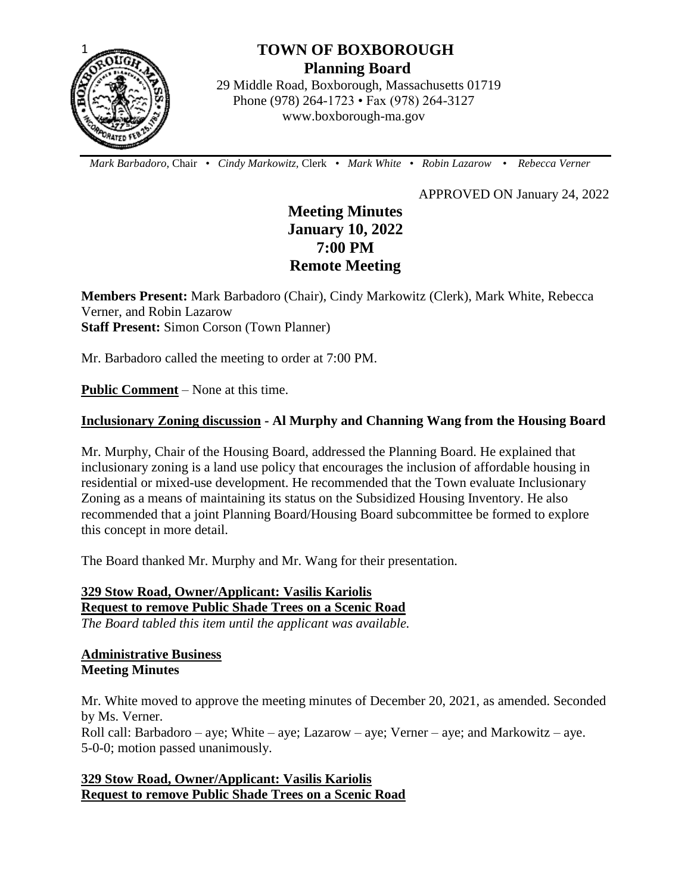# TOWN OF BOXBOROUGH

## Planning Board

29 Middle Road, Boxborough, Massachusetts 01719
Phone (978) 264-1723 • Fax (978) 264-3127
www.boxborough-ma.gov

*Mark Barbadoro,* Chair • *Cindy Markowitz,* Clerk • *Mark White* • *Robin Lazarow* • *Rebecca Verner*

APPROVED ON January 24, 2022

# Meeting Minutes
# January 10, 2022
# 7:00 PM
# Remote Meeting

**Members Present:** Mark Barbadoro (Chair), Cindy Markowitz (Clerk), Mark White, Rebecca Verner, and Robin Lazarow
**Staff Present:** Simon Corson (Town Planner)

Mr. Barbadoro called the meeting to order at 7:00 PM.

**Public Comment** – None at this time.

**Inclusionary Zoning discussion - Al Murphy and Channing Wang from the Housing Board**

Mr. Murphy, Chair of the Housing Board, addressed the Planning Board. He explained that inclusionary zoning is a land use policy that encourages the inclusion of affordable housing in residential or mixed-use development. He recommended that the Town evaluate Inclusionary Zoning as a means of maintaining its status on the Subsidized Housing Inventory. He also recommended that a joint Planning Board/Housing Board subcommittee be formed to explore this concept in more detail.

The Board thanked Mr. Murphy and Mr. Wang for their presentation.

**329 Stow Road, Owner/Applicant: Vasilis Kariolis**
**Request to remove Public Shade Trees on a Scenic Road**
*The Board tabled this item until the applicant was available.*

**Administrative Business**
**Meeting Minutes**

Mr. White moved to approve the meeting minutes of December 20, 2021, as amended. Seconded by Ms. Verner.
Roll call: Barbadoro – aye; White – aye; Lazarow – aye; Verner – aye; and Markowitz – aye.
5-0-0; motion passed unanimously.

**329 Stow Road, Owner/Applicant: Vasilis Kariolis**
**Request to remove Public Shade Trees on a Scenic Road**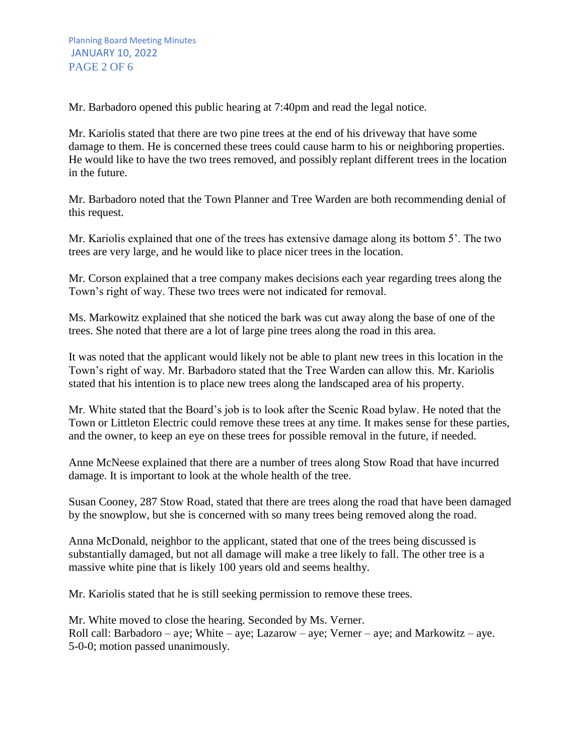Mr. Barbadoro opened this public hearing at 7:40pm and read the legal notice.

Mr. Kariolis stated that there are two pine trees at the end of his driveway that have some damage to them. He is concerned these trees could cause harm to his or neighboring properties. He would like to have the two trees removed, and possibly replant different trees in the location in the future.

Mr. Barbadoro noted that the Town Planner and Tree Warden are both recommending denial of this request.

Mr. Kariolis explained that one of the trees has extensive damage along its bottom 5'. The two trees are very large, and he would like to place nicer trees in the location.

Mr. Corson explained that a tree company makes decisions each year regarding trees along the Town's right of way. These two trees were not indicated for removal.

Ms. Markowitz explained that she noticed the bark was cut away along the base of one of the trees. She noted that there are a lot of large pine trees along the road in this area.

It was noted that the applicant would likely not be able to plant new trees in this location in the Town's right of way. Mr. Barbadoro stated that the Tree Warden can allow this. Mr. Kariolis stated that his intention is to place new trees along the landscaped area of his property.

Mr. White stated that the Board's job is to look after the Scenic Road bylaw. He noted that the Town or Littleton Electric could remove these trees at any time. It makes sense for these parties, and the owner, to keep an eye on these trees for possible removal in the future, if needed.

Anne McNeese explained that there are a number of trees along Stow Road that have incurred damage. It is important to look at the whole health of the tree.

Susan Cooney, 287 Stow Road, stated that there are trees along the road that have been damaged by the snowplow, but she is concerned with so many trees being removed along the road.

Anna McDonald, neighbor to the applicant, stated that one of the trees being discussed is substantially damaged, but not all damage will make a tree likely to fall. The other tree is a massive white pine that is likely 100 years old and seems healthy.

Mr. Kariolis stated that he is still seeking permission to remove these trees.

Mr. White moved to close the hearing. Seconded by Ms. Verner.
Roll call: Barbadoro – aye; White – aye; Lazarow – aye; Verner – aye; and Markowitz – aye.
5-0-0; motion passed unanimously.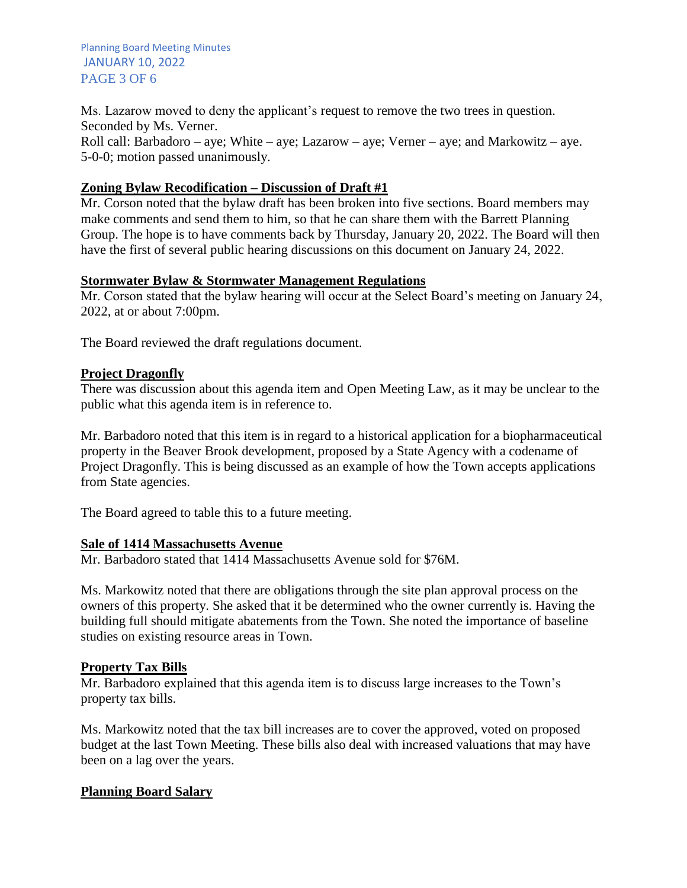Ms. Lazarow moved to deny the applicant's request to remove the two trees in question. Seconded by Ms. Verner.
Roll call: Barbadoro – aye; White – aye; Lazarow – aye; Verner – aye; and Markowitz – aye. 5-0-0; motion passed unanimously.

**Zoning Bylaw Recodification – Discussion of Draft #1**

Mr. Corson noted that the bylaw draft has been broken into five sections. Board members may make comments and send them to him, so that he can share them with the Barrett Planning Group. The hope is to have comments back by Thursday, January 20, 2022. The Board will then have the first of several public hearing discussions on this document on January 24, 2022.

**Stormwater Bylaw & Stormwater Management Regulations**

Mr. Corson stated that the bylaw hearing will occur at the Select Board's meeting on January 24, 2022, at or about 7:00pm.

The Board reviewed the draft regulations document.

**Project Dragonfly**

There was discussion about this agenda item and Open Meeting Law, as it may be unclear to the public what this agenda item is in reference to.

Mr. Barbadoro noted that this item is in regard to a historical application for a biopharmaceutical property in the Beaver Brook development, proposed by a State Agency with a codename of Project Dragonfly. This is being discussed as an example of how the Town accepts applications from State agencies.

The Board agreed to table this to a future meeting.

**Sale of 1414 Massachusetts Avenue**

Mr. Barbadoro stated that 1414 Massachusetts Avenue sold for $76M.

Ms. Markowitz noted that there are obligations through the site plan approval process on the owners of this property. She asked that it be determined who the owner currently is. Having the building full should mitigate abatements from the Town. She noted the importance of baseline studies on existing resource areas in Town.

**Property Tax Bills**

Mr. Barbadoro explained that this agenda item is to discuss large increases to the Town's property tax bills.

Ms. Markowitz noted that the tax bill increases are to cover the approved, voted on proposed budget at the last Town Meeting. These bills also deal with increased valuations that may have been on a lag over the years.

**Planning Board Salary**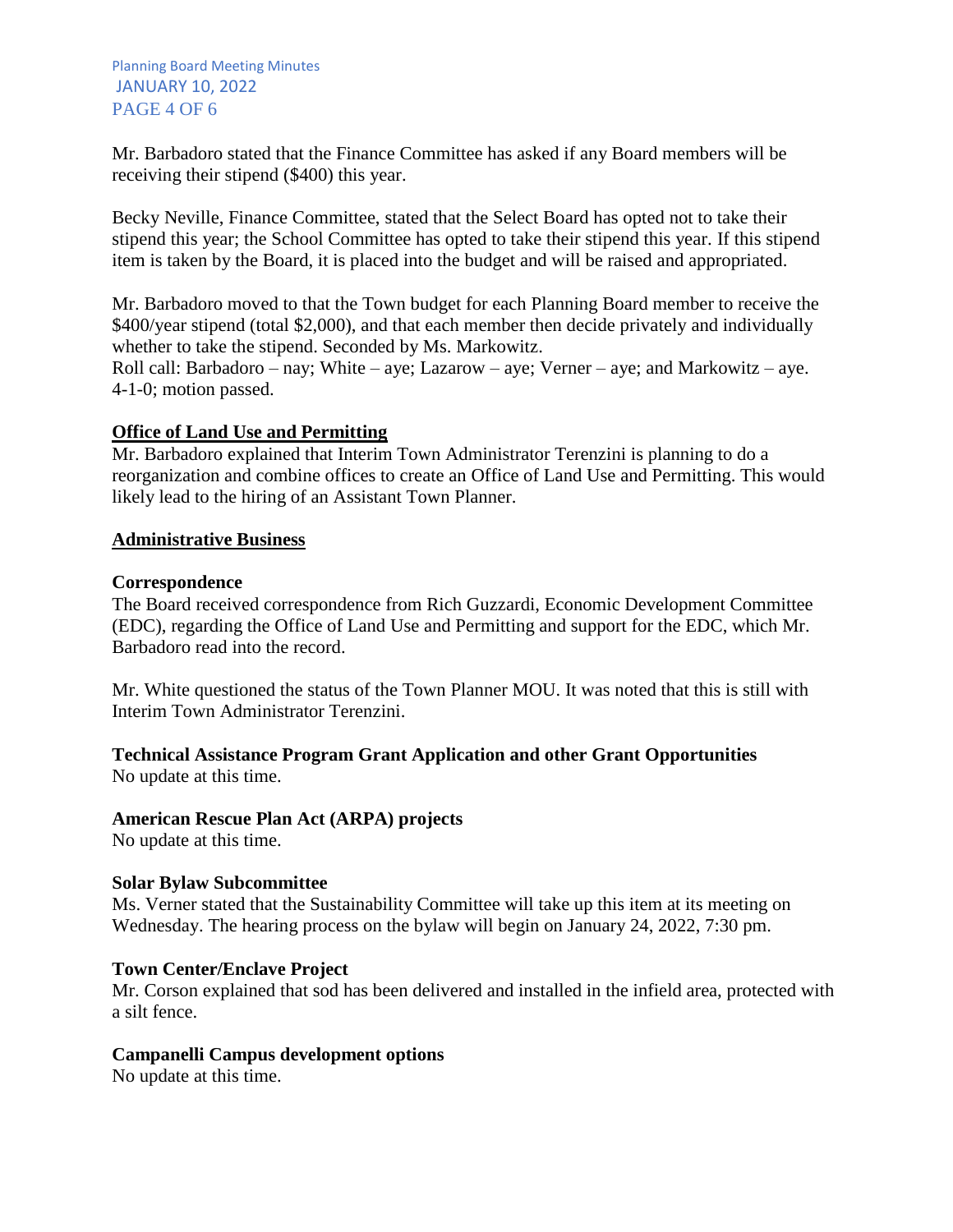Mr. Barbadoro stated that the Finance Committee has asked if any Board members will be receiving their stipend ($400) this year.

Becky Neville, Finance Committee, stated that the Select Board has opted not to take their stipend this year; the School Committee has opted to take their stipend this year. If this stipend item is taken by the Board, it is placed into the budget and will be raised and appropriated.

Mr. Barbadoro moved to that the Town budget for each Planning Board member to receive the $400/year stipend (total $2,000), and that each member then decide privately and individually whether to take the stipend. Seconded by Ms. Markowitz.
Roll call: Barbadoro – nay; White – aye; Lazarow – aye; Verner – aye; and Markowitz – aye. 4-1-0; motion passed.

**Office of Land Use and Permitting**
Mr. Barbadoro explained that Interim Town Administrator Terenzini is planning to do a reorganization and combine offices to create an Office of Land Use and Permitting. This would likely lead to the hiring of an Assistant Town Planner.

**Administrative Business**

**Correspondence**
The Board received correspondence from Rich Guzzardi, Economic Development Committee (EDC), regarding the Office of Land Use and Permitting and support for the EDC, which Mr. Barbadoro read into the record.

Mr. White questioned the status of the Town Planner MOU. It was noted that this is still with Interim Town Administrator Terenzini.

**Technical Assistance Program Grant Application and other Grant Opportunities**
No update at this time.

**American Rescue Plan Act (ARPA) projects**
No update at this time.

**Solar Bylaw Subcommittee**
Ms. Verner stated that the Sustainability Committee will take up this item at its meeting on Wednesday. The hearing process on the bylaw will begin on January 24, 2022, 7:30 pm.

**Town Center/Enclave Project**
Mr. Corson explained that sod has been delivered and installed in the infield area, protected with a silt fence.

**Campanelli Campus development options**
No update at this time.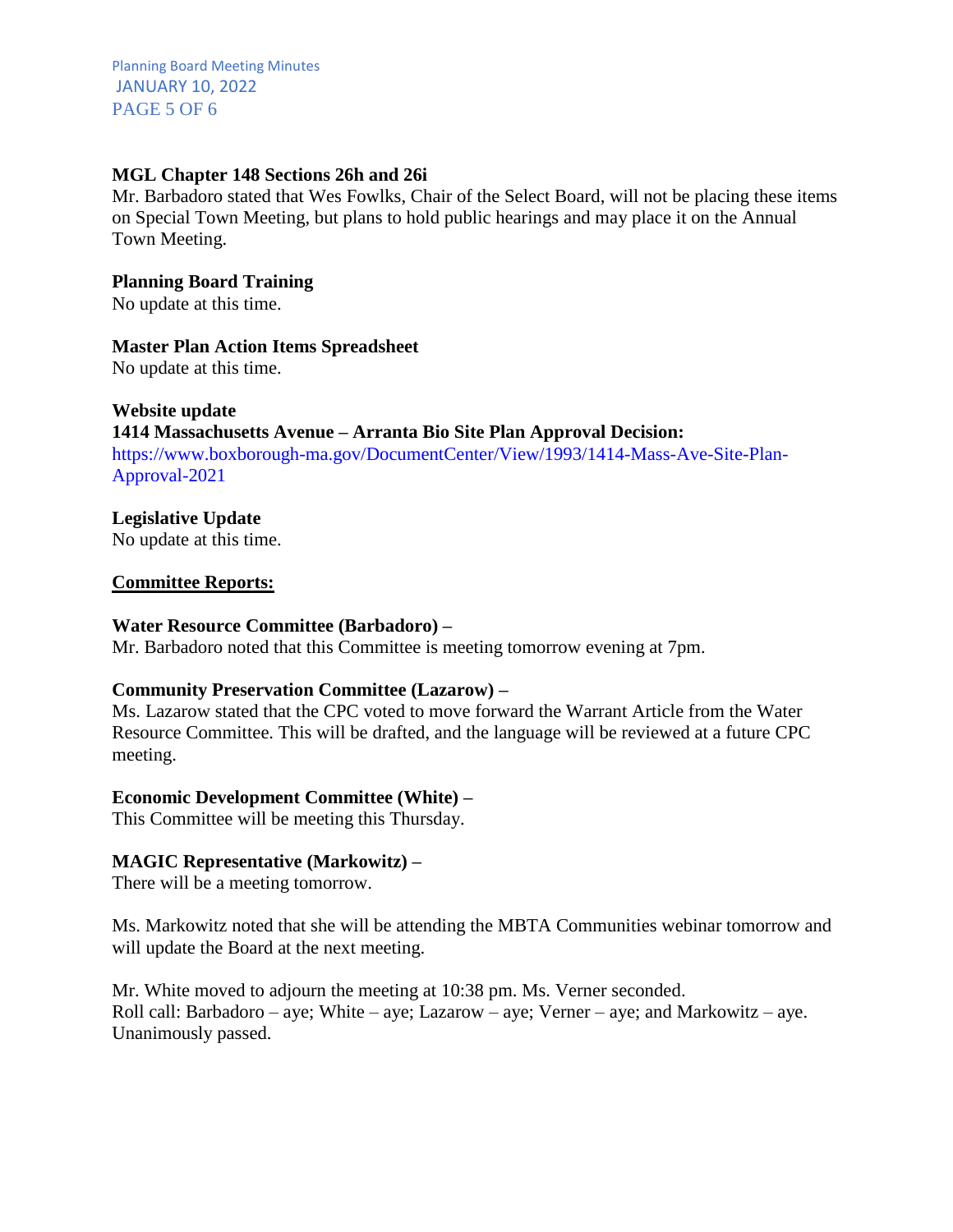**MGL Chapter 148 Sections 26h and 26i**
Mr. Barbadoro stated that Wes Fowlks, Chair of the Select Board, will not be placing these items on Special Town Meeting, but plans to hold public hearings and may place it on the Annual Town Meeting.

**Planning Board Training**
No update at this time.

**Master Plan Action Items Spreadsheet**
No update at this time.

**Website update**
**1414 Massachusetts Avenue – Arranta Bio Site Plan Approval Decision:**
https://www.boxborough-ma.gov/DocumentCenter/View/1993/1414-Mass-Ave-Site-Plan-Approval-2021

**Legislative Update**
No update at this time.

**Committee Reports:**

**Water Resource Committee (Barbadoro) –**
Mr. Barbadoro noted that this Committee is meeting tomorrow evening at 7pm.

**Community Preservation Committee (Lazarow) –**
Ms. Lazarow stated that the CPC voted to move forward the Warrant Article from the Water Resource Committee. This will be drafted, and the language will be reviewed at a future CPC meeting.

**Economic Development Committee (White) –**
This Committee will be meeting this Thursday.

**MAGIC Representative (Markowitz) –**
There will be a meeting tomorrow.

Ms. Markowitz noted that she will be attending the MBTA Communities webinar tomorrow and will update the Board at the next meeting.

Mr. White moved to adjourn the meeting at 10:38 pm. Ms. Verner seconded.
Roll call: Barbadoro – aye; White – aye; Lazarow – aye; Verner – aye; and Markowitz – aye.
Unanimously passed.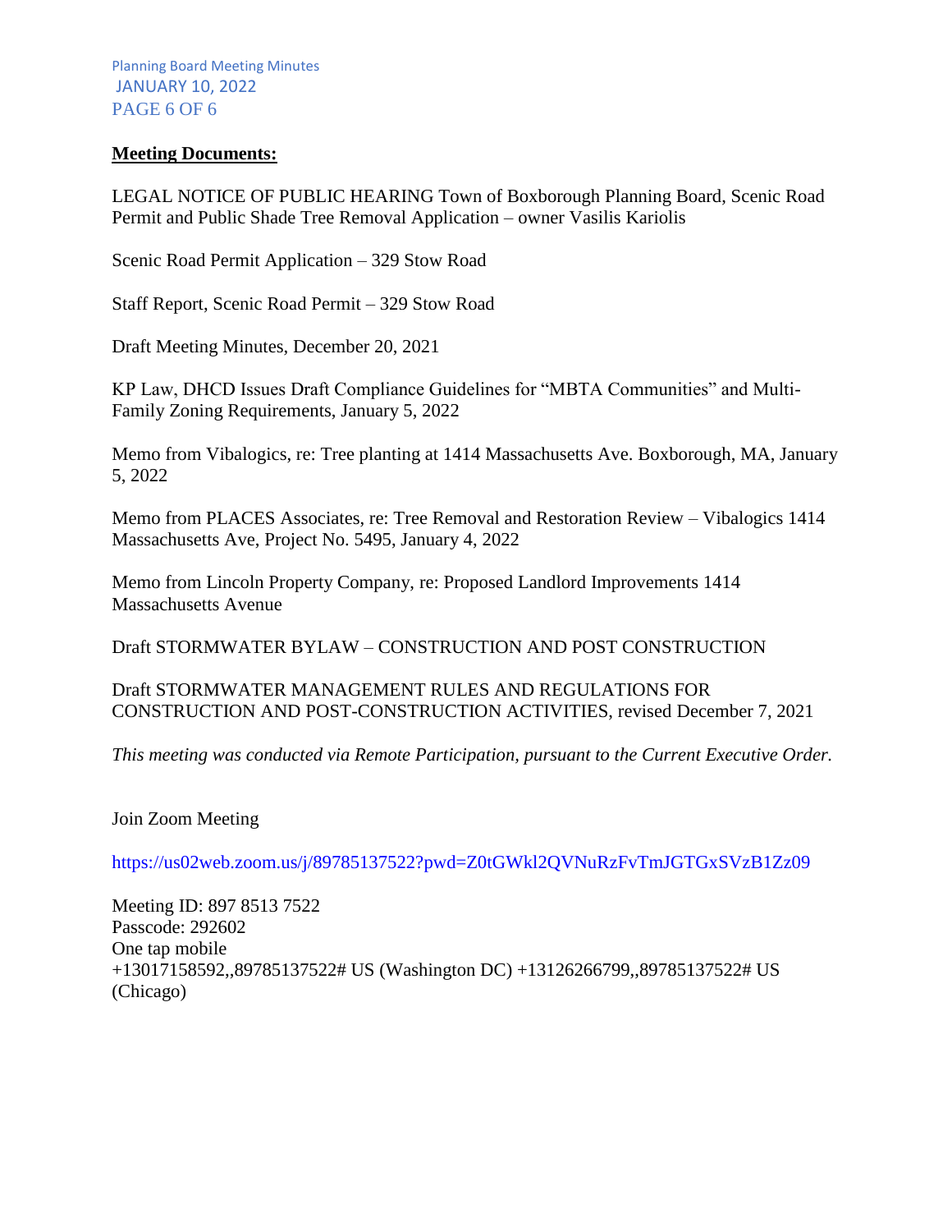**Meeting Documents:**

LEGAL NOTICE OF PUBLIC HEARING Town of Boxborough Planning Board, Scenic Road Permit and Public Shade Tree Removal Application – owner Vasilis Kariolis

Scenic Road Permit Application – 329 Stow Road

Staff Report, Scenic Road Permit – 329 Stow Road

Draft Meeting Minutes, December 20, 2021

KP Law, DHCD Issues Draft Compliance Guidelines for "MBTA Communities" and Multi-Family Zoning Requirements, January 5, 2022

Memo from Vibalogics, re: Tree planting at 1414 Massachusetts Ave. Boxborough, MA, January 5, 2022

Memo from PLACES Associates, re: Tree Removal and Restoration Review – Vibalogics 1414 Massachusetts Ave, Project No. 5495, January 4, 2022

Memo from Lincoln Property Company, re: Proposed Landlord Improvements 1414 Massachusetts Avenue

Draft STORMWATER BYLAW – CONSTRUCTION AND POST CONSTRUCTION

Draft STORMWATER MANAGEMENT RULES AND REGULATIONS FOR CONSTRUCTION AND POST-CONSTRUCTION ACTIVITIES, revised December 7, 2021

*This meeting was conducted via Remote Participation, pursuant to the Current Executive Order.*

Join Zoom Meeting

https://us02web.zoom.us/j/89785137522?pwd=Z0tGWkl2QVNuRzFvTmJGTGxSVzB1Zz09

Meeting ID: 897 8513 7522
Passcode: 292602
One tap mobile
+13017158592,,89785137522# US (Washington DC) +13126266799,,89785137522# US (Chicago)